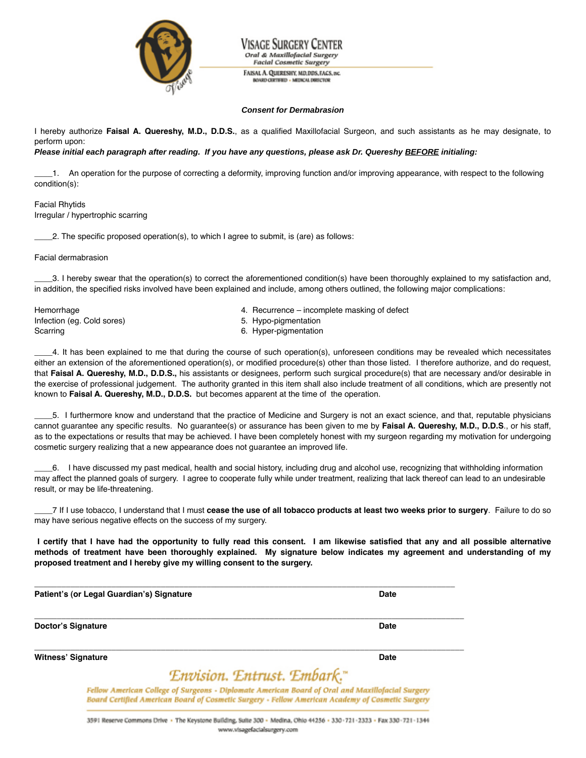**VISAGE SURGERY CENTER**
*Oral & Maxillofacial Surgery*
*Facial Cosmetic Surgery*
FAISAL A. QUERESHY, MD, DDS, FACS, INC.
BOARD CERTIFIED - MEDICAL DIRECTOR

***Consent for Dermabrasion***

I hereby authorize **Faisal A. Quereshy, M.D., D.D.S.**, as a qualified Maxillofacial Surgeon, and such assistants as he may designate, to perform upon:

***Please initial each paragraph after reading. If you have any questions, please ask Dr. Quereshy BEFORE initialing:***

____1. An operation for the purpose of correcting a deformity, improving function and/or improving appearance, with respect to the following condition(s):

Facial Rhytids
Irregular / hypertrophic scarring

____2. The specific proposed operation(s), to which I agree to submit, is (are) as follows:

Facial dermabrasion

____3. I hereby swear that the operation(s) to correct the aforementioned condition(s) have been thoroughly explained to my satisfaction and, in addition, the specified risks involved have been explained and include, among others outlined, the following major complications:

1. Hemorrhage
2. Infection (eg. Cold sores)
3. Scarring
4. Recurrence – incomplete masking of defect
5. Hypo-pigmentation
6. Hyper-pigmentation

____4. It has been explained to me that during the course of such operation(s), unforeseen conditions may be revealed which necessitates either an extension of the aforementioned operation(s), or modified procedure(s) other than those listed. I therefore authorize, and do request, that **Faisal A. Quereshy, M.D., D.D.S.,** his assistants or designees, perform such surgical procedure(s) that are necessary and/or desirable in the exercise of professional judgement. The authority granted in this item shall also include treatment of all conditions, which are presently not known to **Faisal A. Quereshy, M.D., D.D.S.** but becomes apparent at the time of the operation.

____5. I furthermore know and understand that the practice of Medicine and Surgery is not an exact science, and that, reputable physicians cannot guarantee any specific results. No guarantee(s) or assurance has been given to me by **Faisal A. Quereshy, M.D., D.D.S**., or his staff, as to the expectations or results that may be achieved. I have been completely honest with my surgeon regarding my motivation for undergoing cosmetic surgery realizing that a new appearance does not guarantee an improved life.

____6. I have discussed my past medical, health and social history, including drug and alcohol use, recognizing that withholding information may affect the planned goals of surgery. I agree to cooperate fully while under treatment, realizing that lack thereof can lead to an undesirable result, or may be life-threatening.

____7 If I use tobacco, I understand that I must **cease the use of all tobacco products at least two weeks prior to surgery**. Failure to do so may have serious negative effects on the success of my surgery.

**I certify that I have had the opportunity to fully read this consent. I am likewise satisfied that any and all possible alternative methods of treatment have been thoroughly explained. My signature below indicates my agreement and understanding of my proposed treatment and I hereby give my willing consent to the surgery.**

_______________________________________________________________________________

**Patient's (or Legal Guardian's) Signature** **Date**

_______________________________________________________________________________

**Doctor's Signature** **Date**

_______________________________________________________________________________

**Witness' Signature** **Date**

*Envision. Entrust. Embark.™*

*Fellow American College of Surgeons - Diplomate American Board of Oral and Maxillofacial Surgery*
*Board Certified American Board of Cosmetic Surgery - Fellow American Academy of Cosmetic Surgery*

3591 Reserve Commons Drive - The Keystone Building, Suite 300 - Medina, Ohio 44256 - 330-721-2323 - Fax 330-721-1344
www.visagefacialsurgery.com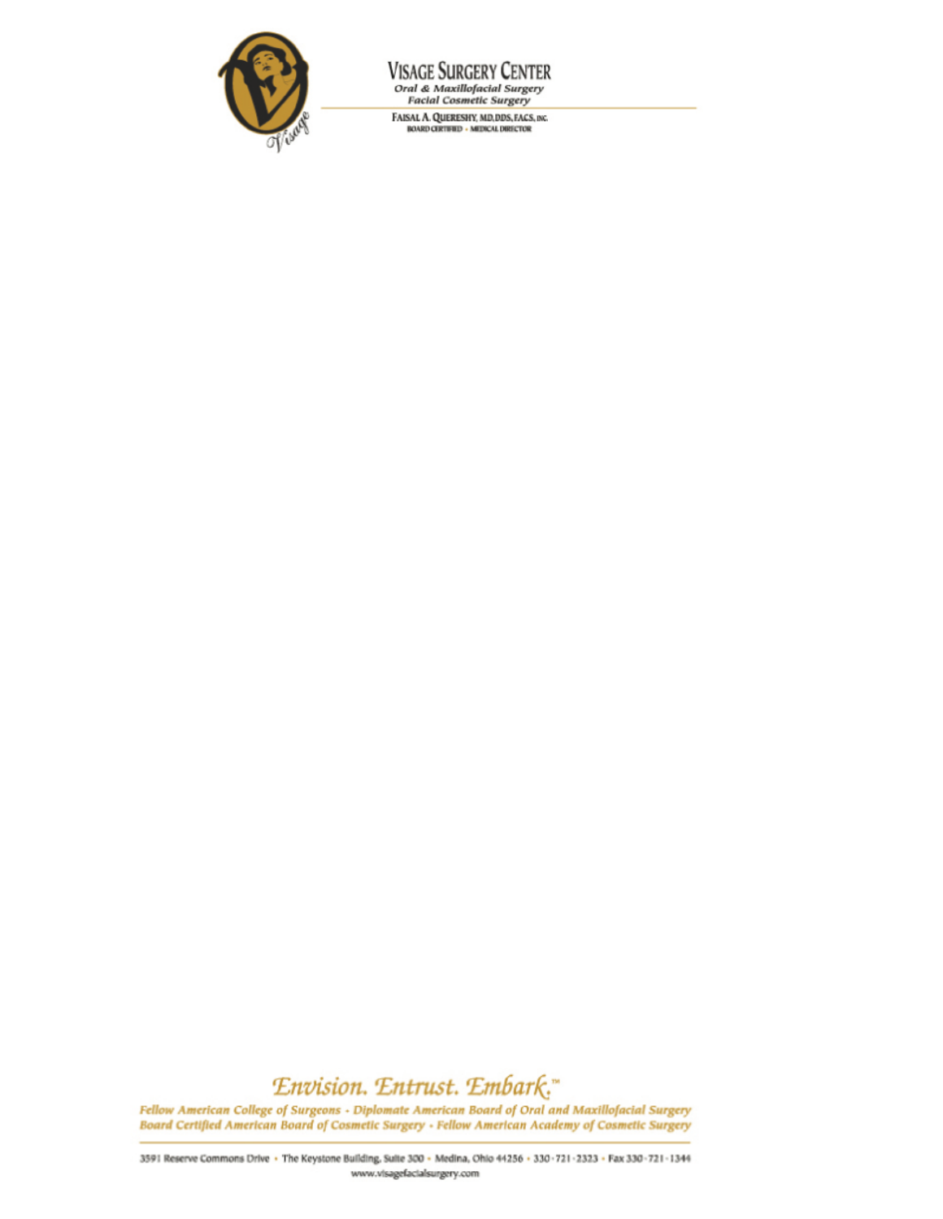**VISAGE SURGERY CENTER**
*Oral & Maxillofacial Surgery*
*Facial Cosmetic Surgery*

FAISAL A. QUERESHY, MD, DDS, FACS, INC.
BOARD CERTIFIED • MEDICAL DIRECTOR

*Envision. Entrust. Embark.*™

*Fellow American College of Surgeons • Diplomate American Board of Oral and Maxillofacial Surgery*
*Board Certified American Board of Cosmetic Surgery • Fellow American Academy of Cosmetic Surgery*

3591 Reserve Commons Drive • The Keystone Building, Suite 300 • Medina, Ohio 44256 • 330 • 721 • 2323 • Fax 330 • 721 • 1344
www.visagefacialsurgery.com